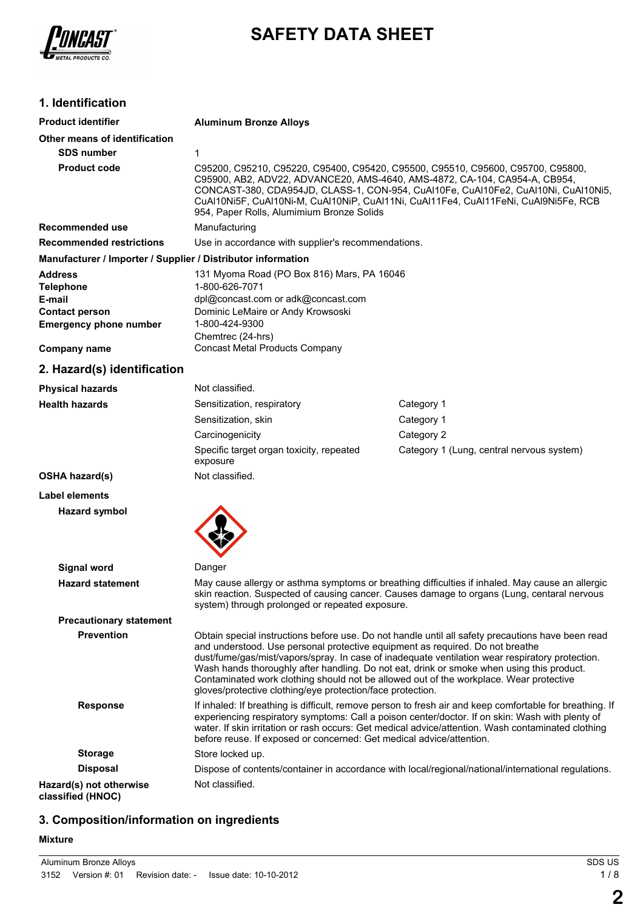# SAFETY DATA SHEET

## 1. Identification

| | |
|---|---|
| **Product identifier** | **Aluminum Bronze Alloys** |
| **Other means of identification** | |
| **SDS number** | 1 |
| **Product code** | C95200, C95210, C95220, C95400, C95420, C95500, C95510, C95600, C95700, C95800, C95900, AB2, ADV22, ADVANCE20, AMS-4640, AMS-4872, CA-104, CA954-A, CB954, CONCAST-380, CDA954JD, CLASS-1, CON-954, CuAl10Fe, CuAl10Fe2, CuAl10Ni, CuAl10Ni5, CuAl10Ni5F, CuAl10Ni-M, CuAl10NiP, CuAl11Ni, CuAl11Fe4, CuAl11FeNi, CuAl9Ni5Fe, RCB 954, Paper Rolls, Alumimium Bronze Solids |
| **Recommended use** | Manufacturing |
| **Recommended restrictions** | Use in accordance with supplier's recommendations. |

**Manufacturer / Importer / Supplier / Distributor information**

| | |
|---|---|
| **Address** | 131 Myoma Road (PO Box 816) Mars, PA 16046 |
| **Telephone** | 1-800-626-7071 |
| **E-mail** | dpl@concast.com or adk@concast.com |
| **Contact person** | Dominic LeMaire or Andy Krowsoski |
| **Emergency phone number** | 1-800-424-9300<br>Chemtrec (24-hrs) |
| **Company name** | Concast Metal Products Company |

## 2. Hazard(s) identification

| | | |
|---|---|---|
| **Physical hazards** | Not classified. | |
| **Health hazards** | Sensitization, respiratory | Category 1 |
| | Sensitization, skin | Category 1 |
| | Carcinogenicity | Category 2 |
| | Specific target organ toxicity, repeated exposure | Category 1 (Lung, central nervous system) |
| **OSHA hazard(s)** | Not classified. | |

**Label elements**

**Hazard symbol**

**Signal word** Danger

**Hazard statement** May cause allergy or asthma symptoms or breathing difficulties if inhaled. May cause an allergic skin reaction. Suspected of causing cancer. Causes damage to organs (Lung, centaral nervous system) through prolonged or repeated exposure.

**Precautionary statement**

**Prevention** Obtain special instructions before use. Do not handle until all safety precautions have been read and understood. Use personal protective equipment as required. Do not breathe dust/fume/gas/mist/vapors/spray. In case of inadequate ventilation wear respiratory protection. Wash hands thoroughly after handling. Do not eat, drink or smoke when using this product. Contaminated work clothing should not be allowed out of the workplace. Wear protective gloves/protective clothing/eye protection/face protection.

**Response** If inhaled: If breathing is difficult, remove person to fresh air and keep comfortable for breathing. If experiencing respiratory symptoms: Call a poison center/doctor. If on skin: Wash with plenty of water. If skin irritation or rash occurs: Get medical advice/attention. Wash contaminated clothing before reuse. If exposed or concerned: Get medical advice/attention.

**Storage** Store locked up.

**Disposal** Dispose of contents/container in accordance with local/regional/national/international regulations.

**Hazard(s) not otherwise classified (HNOC)** Not classified.

## 3. Composition/information on ingredients

**Mixture**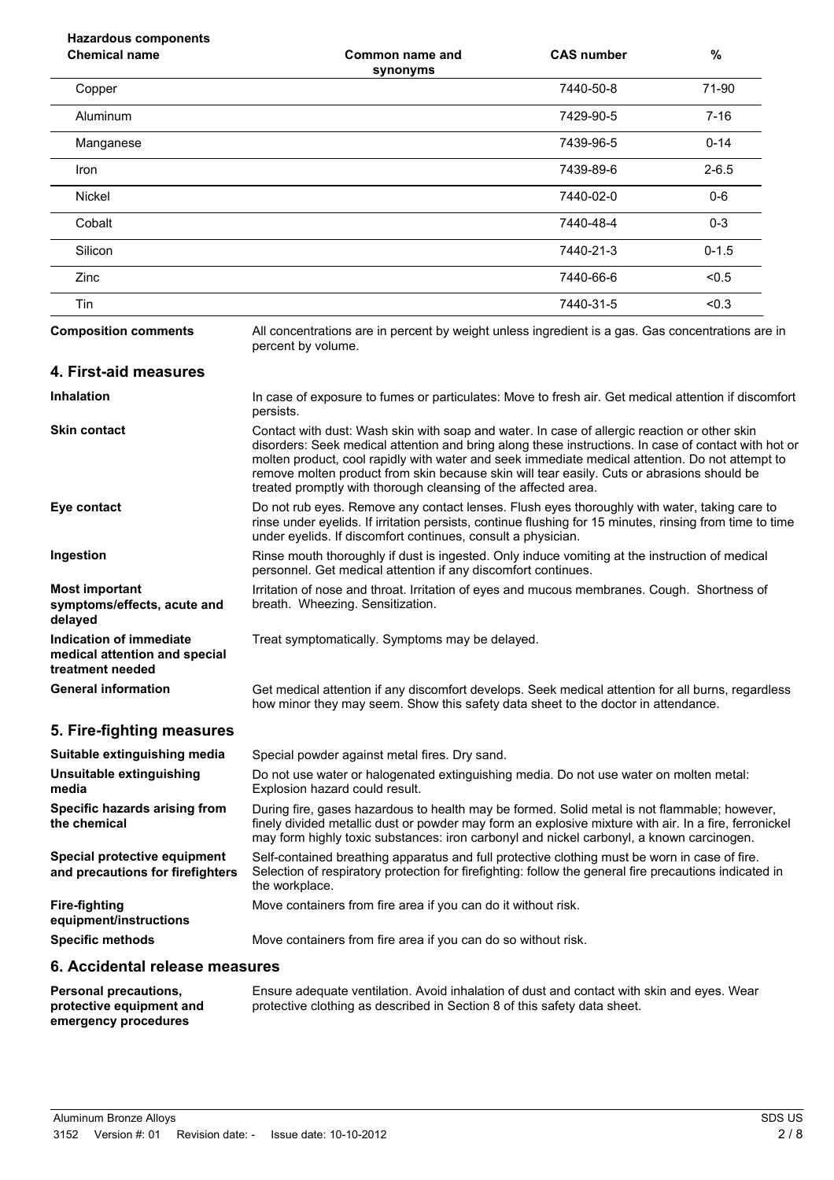**Hazardous components**

| Chemical name | Common name and synonyms | CAS number | % |
|---|---|---|---|
| Copper | | 7440-50-8 | 71-90 |
| Aluminum | | 7429-90-5 | 7-16 |
| Manganese | | 7439-96-5 | 0-14 |
| Iron | | 7439-89-6 | 2-6.5 |
| Nickel | | 7440-02-0 | 0-6 |
| Cobalt | | 7440-48-4 | 0-3 |
| Silicon | | 7440-21-3 | 0-1.5 |
| Zinc | | 7440-66-6 | <0.5 |
| Tin | | 7440-31-5 | <0.3 |

**Composition comments** All concentrations are in percent by weight unless ingredient is a gas. Gas concentrations are in percent by volume.

## 4. First-aid measures

**Inhalation** In case of exposure to fumes or particulates: Move to fresh air. Get medical attention if discomfort persists.

**Skin contact** Contact with dust: Wash skin with soap and water. In case of allergic reaction or other skin disorders: Seek medical attention and bring along these instructions. In case of contact with hot or molten product, cool rapidly with water and seek immediate medical attention. Do not attempt to remove molten product from skin because skin will tear easily. Cuts or abrasions should be treated promptly with thorough cleansing of the affected area.

**Eye contact** Do not rub eyes. Remove any contact lenses. Flush eyes thoroughly with water, taking care to rinse under eyelids. If irritation persists, continue flushing for 15 minutes, rinsing from time to time under eyelids. If discomfort continues, consult a physician.

**Ingestion** Rinse mouth thoroughly if dust is ingested. Only induce vomiting at the instruction of medical personnel. Get medical attention if any discomfort continues.

**Most important symptoms/effects, acute and delayed** Irritation of nose and throat. Irritation of eyes and mucous membranes. Cough. Shortness of breath. Wheezing. Sensitization.

**Indication of immediate medical attention and special treatment needed** Treat symptomatically. Symptoms may be delayed.

**General information** Get medical attention if any discomfort develops. Seek medical attention for all burns, regardless how minor they may seem. Show this safety data sheet to the doctor in attendance.

## 5. Fire-fighting measures

**Suitable extinguishing media** Special powder against metal fires. Dry sand.

**Unsuitable extinguishing media** Do not use water or halogenated extinguishing media. Do not use water on molten metal: Explosion hazard could result.

**Specific hazards arising from the chemical** During fire, gases hazardous to health may be formed. Solid metal is not flammable; however, finely divided metallic dust or powder may form an explosive mixture with air. In a fire, ferronickel may form highly toxic substances: iron carbonyl and nickel carbonyl, a known carcinogen.

**Special protective equipment and precautions for firefighters** Self-contained breathing apparatus and full protective clothing must be worn in case of fire. Selection of respiratory protection for firefighting: follow the general fire precautions indicated in the workplace.

**Fire-fighting equipment/instructions** Move containers from fire area if you can do it without risk.

**Specific methods** Move containers from fire area if you can do so without risk.

## 6. Accidental release measures

**Personal precautions, protective equipment and emergency procedures** Ensure adequate ventilation. Avoid inhalation of dust and contact with skin and eyes. Wear protective clothing as described in Section 8 of this safety data sheet.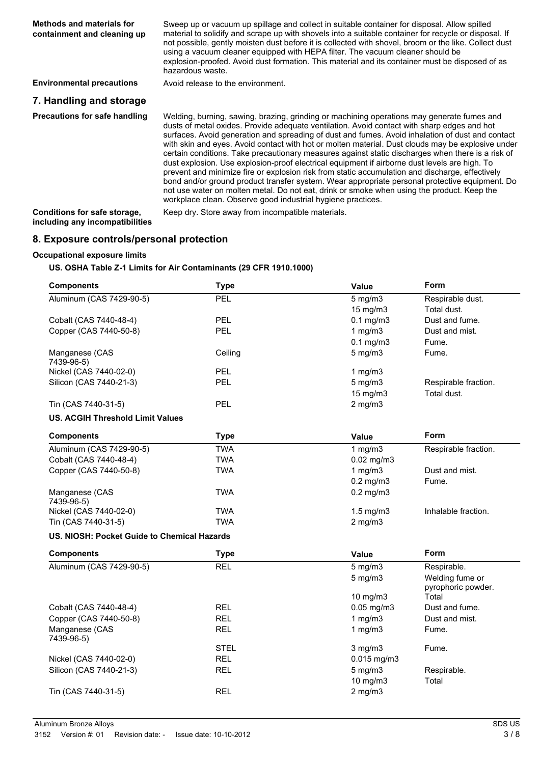| | |
|---|---|
| **Methods and materials for containment and cleaning up** | Sweep up or vacuum up spillage and collect in suitable container for disposal. Allow spilled material to solidify and scrape up with shovels into a suitable container for recycle or disposal. If not possible, gently moisten dust before it is collected with shovel, broom or the like. Collect dust using a vacuum cleaner equipped with HEPA filter. The vacuum cleaner should be explosion-proofed. Avoid dust formation. This material and its container must be disposed of as hazardous waste. |
| **Environmental precautions** | Avoid release to the environment. |

## 7. Handling and storage

| | |
|---|---|
| **Precautions for safe handling** | Welding, burning, sawing, brazing, grinding or machining operations may generate fumes and dusts of metal oxides. Provide adequate ventilation. Avoid contact with sharp edges and hot surfaces. Avoid generation and spreading of dust and fumes. Avoid inhalation of dust and contact with skin and eyes. Avoid contact with hot or molten material. Dust clouds may be explosive under certain conditions. Take precautionary measures against static discharges when there is a risk of dust explosion. Use explosion-proof electrical equipment if airborne dust levels are high. To prevent and minimize fire or explosion risk from static accumulation and discharge, effectively bond and/or ground product transfer system. Wear appropriate personal protective equipment. Do not use water on molten metal. Do not eat, drink or smoke when using the product. Keep the workplace clean. Observe good industrial hygiene practices. |
| **Conditions for safe storage, including any incompatibilities** | Keep dry. Store away from incompatible materials. |

## 8. Exposure controls/personal protection

### Occupational exposure limits

**US. OSHA Table Z-1 Limits for Air Contaminants (29 CFR 1910.1000)**

| Components | Type | Value | Form |
|---|---|---|---|
| Aluminum (CAS 7429-90-5) | PEL | 5 mg/m3 | Respirable dust. |
| | | 15 mg/m3 | Total dust. |
| Cobalt (CAS 7440-48-4) | PEL | 0.1 mg/m3 | Dust and fume. |
| Copper (CAS 7440-50-8) | PEL | 1 mg/m3 | Dust and mist. |
| | | 0.1 mg/m3 | Fume. |
| Manganese (CAS 7439-96-5) | Ceiling | 5 mg/m3 | Fume. |
| Nickel (CAS 7440-02-0) | PEL | 1 mg/m3 | |
| Silicon (CAS 7440-21-3) | PEL | 5 mg/m3 | Respirable fraction. |
| | | 15 mg/m3 | Total dust. |
| Tin (CAS 7440-31-5) | PEL | 2 mg/m3 | |

**US. ACGIH Threshold Limit Values**

| Components | Type | Value | Form |
|---|---|---|---|
| Aluminum (CAS 7429-90-5) | TWA | 1 mg/m3 | Respirable fraction. |
| Cobalt (CAS 7440-48-4) | TWA | 0.02 mg/m3 | |
| Copper (CAS 7440-50-8) | TWA | 1 mg/m3 | Dust and mist. |
| | | 0.2 mg/m3 | Fume. |
| Manganese (CAS 7439-96-5) | TWA | 0.2 mg/m3 | |
| Nickel (CAS 7440-02-0) | TWA | 1.5 mg/m3 | Inhalable fraction. |
| Tin (CAS 7440-31-5) | TWA | 2 mg/m3 | |

**US. NIOSH: Pocket Guide to Chemical Hazards**

| Components | Type | Value | Form |
|---|---|---|---|
| Aluminum (CAS 7429-90-5) | REL | 5 mg/m3 | Respirable. |
| | | 5 mg/m3 | Welding fume or pyrophoric powder. |
| | | 10 mg/m3 | Total |
| Cobalt (CAS 7440-48-4) | REL | 0.05 mg/m3 | Dust and fume. |
| Copper (CAS 7440-50-8) | REL | 1 mg/m3 | Dust and mist. |
| Manganese (CAS 7439-96-5) | REL | 1 mg/m3 | Fume. |
| | STEL | 3 mg/m3 | Fume. |
| Nickel (CAS 7440-02-0) | REL | 0.015 mg/m3 | |
| Silicon (CAS 7440-21-3) | REL | 5 mg/m3 | Respirable. |
| | | 10 mg/m3 | Total |
| Tin (CAS 7440-31-5) | REL | 2 mg/m3 | |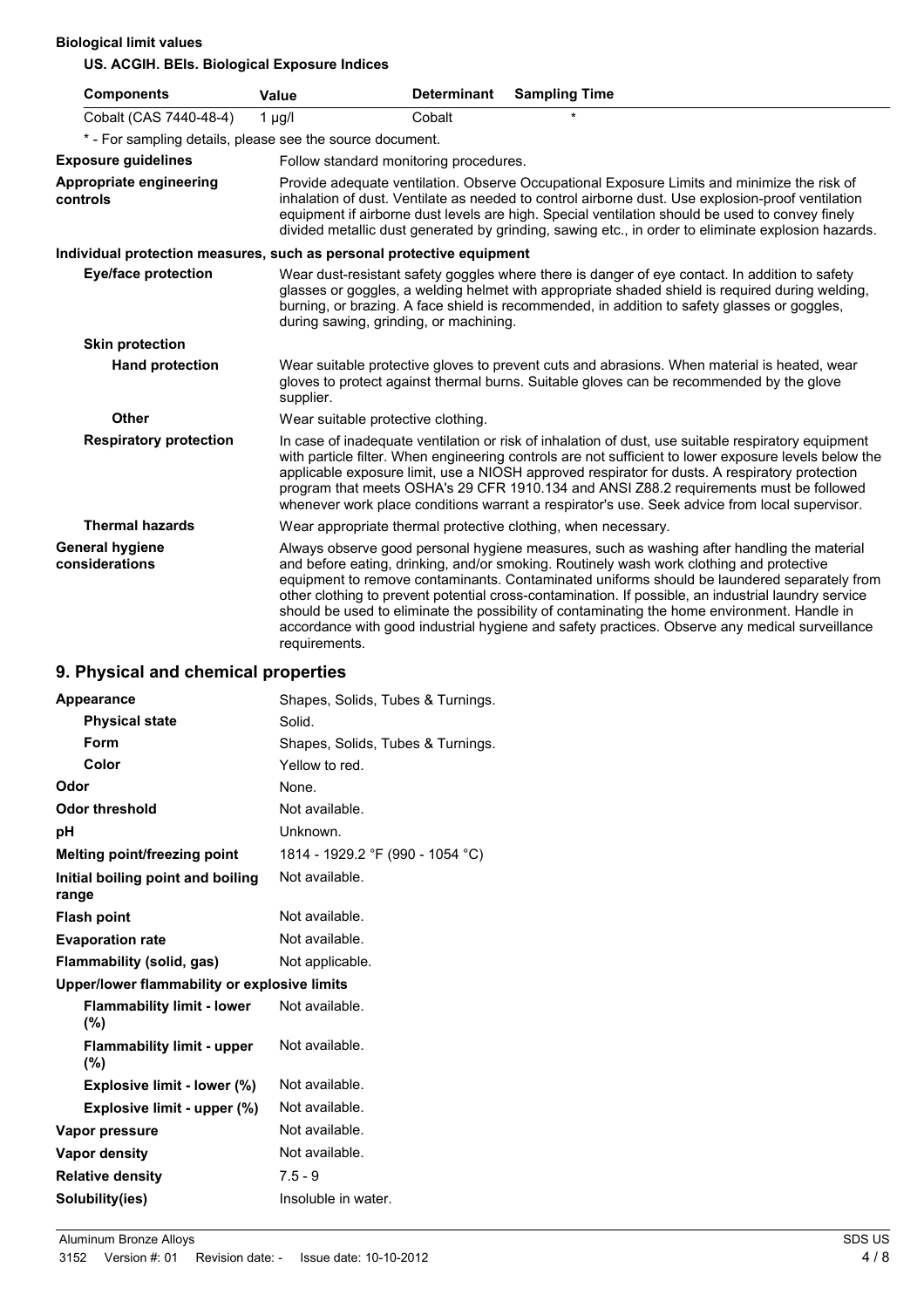**Biological limit values**

**US. ACGIH. BEIs. Biological Exposure Indices**

| Components | Value | Determinant | Sampling Time |
|---|---|---|---|
| Cobalt (CAS 7440-48-4) | 1 µg/l | Cobalt | * |

\* - For sampling details, please see the source document.

| | |
|---|---|
| **Exposure guidelines** | Follow standard monitoring procedures. |
| **Appropriate engineering controls** | Provide adequate ventilation. Observe Occupational Exposure Limits and minimize the risk of inhalation of dust. Ventilate as needed to control airborne dust. Use explosion-proof ventilation equipment if airborne dust levels are high. Special ventilation should be used to convey finely divided metallic dust generated by grinding, sawing etc., in order to eliminate explosion hazards. |

**Individual protection measures, such as personal protective equipment**

| | |
|---|---|
| **Eye/face protection** | Wear dust-resistant safety goggles where there is danger of eye contact. In addition to safety glasses or goggles, a welding helmet with appropriate shaded shield is required during welding, burning, or brazing. A face shield is recommended, in addition to safety glasses or goggles, during sawing, grinding, or machining. |
| **Skin protection** | |
| **Hand protection** | Wear suitable protective gloves to prevent cuts and abrasions. When material is heated, wear gloves to protect against thermal burns. Suitable gloves can be recommended by the glove supplier. |
| **Other** | Wear suitable protective clothing. |
| **Respiratory protection** | In case of inadequate ventilation or risk of inhalation of dust, use suitable respiratory equipment with particle filter. When engineering controls are not sufficient to lower exposure levels below the applicable exposure limit, use a NIOSH approved respirator for dusts. A respiratory protection program that meets OSHA's 29 CFR 1910.134 and ANSI Z88.2 requirements must be followed whenever work place conditions warrant a respirator's use. Seek advice from local supervisor. |
| **Thermal hazards** | Wear appropriate thermal protective clothing, when necessary. |
| **General hygiene considerations** | Always observe good personal hygiene measures, such as washing after handling the material and before eating, drinking, and/or smoking. Routinely wash work clothing and protective equipment to remove contaminants. Contaminated uniforms should be laundered separately from other clothing to prevent potential cross-contamination. If possible, an industrial laundry service should be used to eliminate the possibility of contaminating the home environment. Handle in accordance with good industrial hygiene and safety practices. Observe any medical surveillance requirements. |

## 9. Physical and chemical properties

| | |
|---|---|
| **Appearance** | Shapes, Solids, Tubes & Turnings. |
| **Physical state** | Solid. |
| **Form** | Shapes, Solids, Tubes & Turnings. |
| **Color** | Yellow to red. |
| **Odor** | None. |
| **Odor threshold** | Not available. |
| **pH** | Unknown. |
| **Melting point/freezing point** | 1814 - 1929.2 °F (990 - 1054 °C) |
| **Initial boiling point and boiling range** | Not available. |
| **Flash point** | Not available. |
| **Evaporation rate** | Not available. |
| **Flammability (solid, gas)** | Not applicable. |
| **Upper/lower flammability or explosive limits** | |
| **Flammability limit - lower (%)** | Not available. |
| **Flammability limit - upper (%)** | Not available. |
| **Explosive limit - lower (%)** | Not available. |
| **Explosive limit - upper (%)** | Not available. |
| **Vapor pressure** | Not available. |
| **Vapor density** | Not available. |
| **Relative density** | 7.5 - 9 |
| **Solubility(ies)** | Insoluble in water. |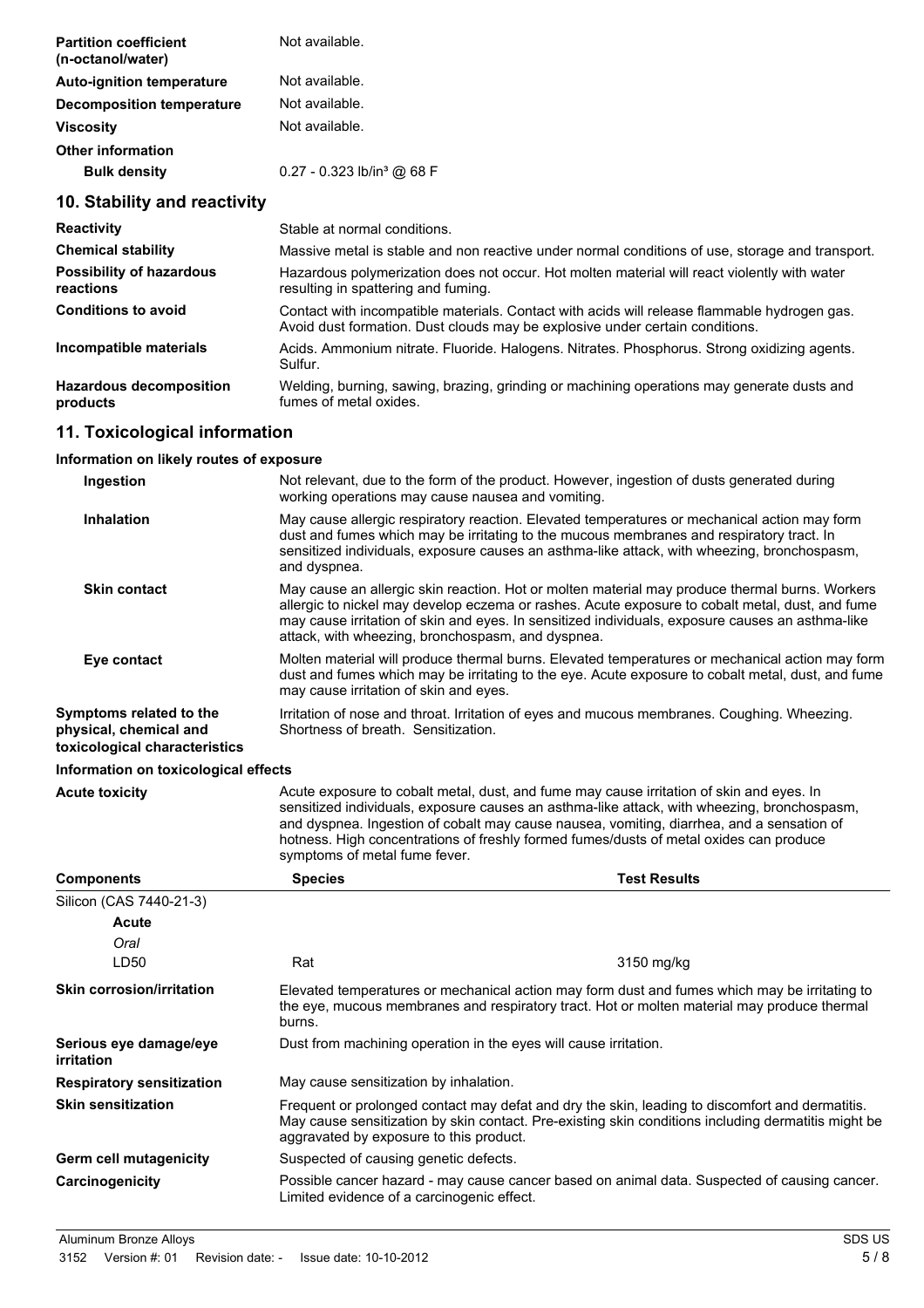| | |
|---|---|
| **Partition coefficient (n-octanol/water)** | Not available. |
| **Auto-ignition temperature** | Not available. |
| **Decomposition temperature** | Not available. |
| **Viscosity** | Not available. |
| **Other information** | |
| **Bulk density** | 0.27 - 0.323 lb/in³ @ 68 F |

## 10. Stability and reactivity

| | |
|---|---|
| **Reactivity** | Stable at normal conditions. |
| **Chemical stability** | Massive metal is stable and non reactive under normal conditions of use, storage and transport. |
| **Possibility of hazardous reactions** | Hazardous polymerization does not occur. Hot molten material will react violently with water resulting in spattering and fuming. |
| **Conditions to avoid** | Contact with incompatible materials. Contact with acids will release flammable hydrogen gas. Avoid dust formation. Dust clouds may be explosive under certain conditions. |
| **Incompatible materials** | Acids. Ammonium nitrate. Fluoride. Halogens. Nitrates. Phosphorus. Strong oxidizing agents. Sulfur. |
| **Hazardous decomposition products** | Welding, burning, sawing, brazing, grinding or machining operations may generate dusts and fumes of metal oxides. |

## 11. Toxicological information

**Information on likely routes of exposure**

| | |
|---|---|
| **Ingestion** | Not relevant, due to the form of the product. However, ingestion of dusts generated during working operations may cause nausea and vomiting. |
| **Inhalation** | May cause allergic respiratory reaction. Elevated temperatures or mechanical action may form dust and fumes which may be irritating to the mucous membranes and respiratory tract. In sensitized individuals, exposure causes an asthma-like attack, with wheezing, bronchospasm, and dyspnea. |
| **Skin contact** | May cause an allergic skin reaction. Hot or molten material may produce thermal burns. Workers allergic to nickel may develop eczema or rashes. Acute exposure to cobalt metal, dust, and fume may cause irritation of skin and eyes. In sensitized individuals, exposure causes an asthma-like attack, with wheezing, bronchospasm, and dyspnea. |
| **Eye contact** | Molten material will produce thermal burns. Elevated temperatures or mechanical action may form dust and fumes which may be irritating to the eye. Acute exposure to cobalt metal, dust, and fume may cause irritation of skin and eyes. |
| **Symptoms related to the physical, chemical and toxicological characteristics** | Irritation of nose and throat. Irritation of eyes and mucous membranes. Coughing. Wheezing. Shortness of breath. Sensitization. |

**Information on toxicological effects**

| | |
|---|---|
| **Acute toxicity** | Acute exposure to cobalt metal, dust, and fume may cause irritation of skin and eyes. In sensitized individuals, exposure causes an asthma-like attack, with wheezing, bronchospasm, and dyspnea. Ingestion of cobalt may cause nausea, vomiting, diarrhea, and a sensation of hotness. High concentrations of freshly formed fumes/dusts of metal oxides can produce symptoms of metal fume fever. |

| Components | Species | Test Results |
|---|---|---|
| Silicon (CAS 7440-21-3) | | |
| **Acute** | | |
| *Oral* | | |
| LD50 | Rat | 3150 mg/kg |

| | |
|---|---|
| **Skin corrosion/irritation** | Elevated temperatures or mechanical action may form dust and fumes which may be irritating to the eye, mucous membranes and respiratory tract. Hot or molten material may produce thermal burns. |
| **Serious eye damage/eye irritation** | Dust from machining operation in the eyes will cause irritation. |
| **Respiratory sensitization** | May cause sensitization by inhalation. |
| **Skin sensitization** | Frequent or prolonged contact may defat and dry the skin, leading to discomfort and dermatitis. May cause sensitization by skin contact. Pre-existing skin conditions including dermatitis might be aggravated by exposure to this product. |
| **Germ cell mutagenicity** | Suspected of causing genetic defects. |
| **Carcinogenicity** | Possible cancer hazard - may cause cancer based on animal data. Suspected of causing cancer. Limited evidence of a carcinogenic effect. |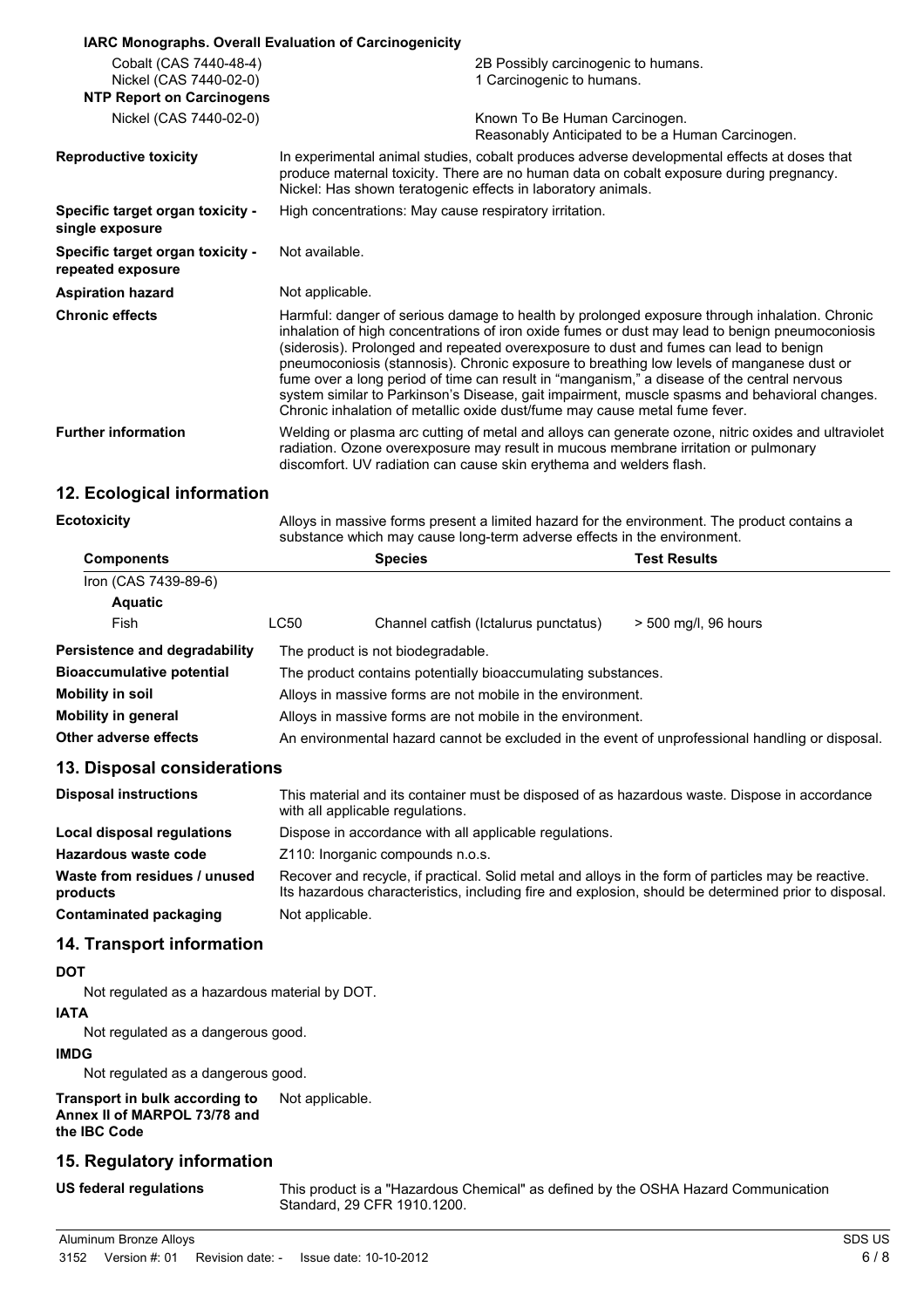**IARC Monographs. Overall Evaluation of Carcinogenicity**

| | |
|---|---|
| Cobalt (CAS 7440-48-4) | 2B Possibly carcinogenic to humans. |
| Nickel (CAS 7440-02-0) | 1 Carcinogenic to humans. |

**NTP Report on Carcinogens**

| | |
|---|---|
| Nickel (CAS 7440-02-0) | Known To Be Human Carcinogen. Reasonably Anticipated to be a Human Carcinogen. |

| | |
|---|---|
| **Reproductive toxicity** | In experimental animal studies, cobalt produces adverse developmental effects at doses that produce maternal toxicity. There are no human data on cobalt exposure during pregnancy. Nickel: Has shown teratogenic effects in laboratory animals. |
| **Specific target organ toxicity - single exposure** | High concentrations: May cause respiratory irritation. |
| **Specific target organ toxicity - repeated exposure** | Not available. |
| **Aspiration hazard** | Not applicable. |
| **Chronic effects** | Harmful: danger of serious damage to health by prolonged exposure through inhalation. Chronic inhalation of high concentrations of iron oxide fumes or dust may lead to benign pneumoconiosis (siderosis). Prolonged and repeated overexposure to dust and fumes can lead to benign pneumoconiosis (stannosis). Chronic exposure to breathing low levels of manganese dust or fume over a long period of time can result in "manganism," a disease of the central nervous system similar to Parkinson's Disease, gait impairment, muscle spasms and behavioral changes. Chronic inhalation of metallic oxide dust/fume may cause metal fume fever. |
| **Further information** | Welding or plasma arc cutting of metal and alloys can generate ozone, nitric oxides and ultraviolet radiation. Ozone overexposure may result in mucous membrane irritation or pulmonary discomfort. UV radiation can cause skin erythema and welders flash. |

## 12. Ecological information

**Ecotoxicity** — Alloys in massive forms present a limited hazard for the environment. The product contains a substance which may cause long-term adverse effects in the environment.

| Components | | Species | Test Results |
|---|---|---|---|
| Iron (CAS 7439-89-6) | | | |
| **Aquatic** | | | |
| Fish | LC50 | Channel catfish (Ictalurus punctatus) | > 500 mg/l, 96 hours |

| | |
|---|---|
| **Persistence and degradability** | The product is not biodegradable. |
| **Bioaccumulative potential** | The product contains potentially bioaccumulating substances. |
| **Mobility in soil** | Alloys in massive forms are not mobile in the environment. |
| **Mobility in general** | Alloys in massive forms are not mobile in the environment. |
| **Other adverse effects** | An environmental hazard cannot be excluded in the event of unprofessional handling or disposal. |

## 13. Disposal considerations

| | |
|---|---|
| **Disposal instructions** | This material and its container must be disposed of as hazardous waste. Dispose in accordance with all applicable regulations. |
| **Local disposal regulations** | Dispose in accordance with all applicable regulations. |
| **Hazardous waste code** | Z110: Inorganic compounds n.o.s. |
| **Waste from residues / unused products** | Recover and recycle, if practical. Solid metal and alloys in the form of particles may be reactive. Its hazardous characteristics, including fire and explosion, should be determined prior to disposal. |
| **Contaminated packaging** | Not applicable. |

## 14. Transport information

**DOT**

Not regulated as a hazardous material by DOT.

**IATA**

Not regulated as a dangerous good.

**IMDG**

Not regulated as a dangerous good.

**Transport in bulk according to Annex II of MARPOL 73/78 and the IBC Code** — Not applicable.

## 15. Regulatory information

**US federal regulations** — This product is a "Hazardous Chemical" as defined by the OSHA Hazard Communication Standard, 29 CFR 1910.1200.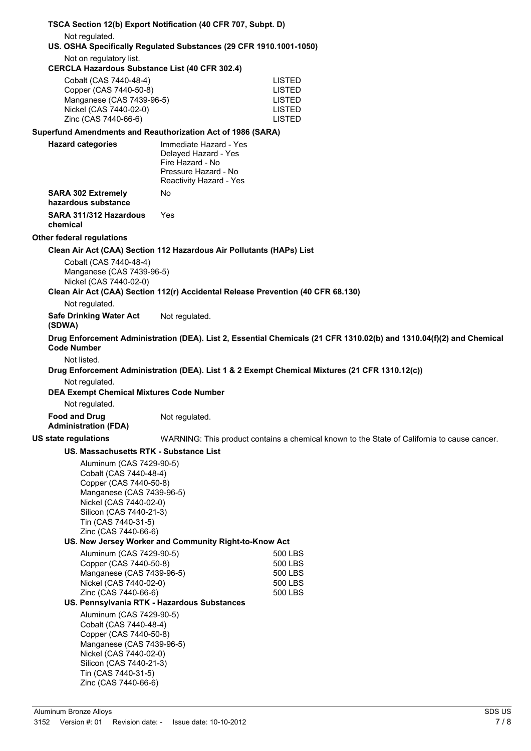**TSCA Section 12(b) Export Notification (40 CFR 707, Subpt. D)**

Not regulated.

**US. OSHA Specifically Regulated Substances (29 CFR 1910.1001-1050)**

Not on regulatory list.

**CERCLA Hazardous Substance List (40 CFR 302.4)**

| | |
|---|---|
| Cobalt (CAS 7440-48-4) | LISTED |
| Copper (CAS 7440-50-8) | LISTED |
| Manganese (CAS 7439-96-5) | LISTED |
| Nickel (CAS 7440-02-0) | LISTED |
| Zinc (CAS 7440-66-6) | LISTED |

**Superfund Amendments and Reauthorization Act of 1986 (SARA)**

**Hazard categories**
Immediate Hazard - Yes
Delayed Hazard - Yes
Fire Hazard - No
Pressure Hazard - No
Reactivity Hazard - Yes

**SARA 302 Extremely hazardous substance** No

**SARA 311/312 Hazardous chemical** Yes

**Other federal regulations**

**Clean Air Act (CAA) Section 112 Hazardous Air Pollutants (HAPs) List**

Cobalt (CAS 7440-48-4)
Manganese (CAS 7439-96-5)
Nickel (CAS 7440-02-0)

**Clean Air Act (CAA) Section 112(r) Accidental Release Prevention (40 CFR 68.130)**

Not regulated.

**Safe Drinking Water Act (SDWA)** Not regulated.

**Drug Enforcement Administration (DEA). List 2, Essential Chemicals (21 CFR 1310.02(b) and 1310.04(f)(2) and Chemical Code Number**

Not listed.

**Drug Enforcement Administration (DEA). List 1 & 2 Exempt Chemical Mixtures (21 CFR 1310.12(c))**

Not regulated.

**DEA Exempt Chemical Mixtures Code Number**

Not regulated.

**Food and Drug Administration (FDA)** Not regulated.

**US state regulations** WARNING: This product contains a chemical known to the State of California to cause cancer.

**US. Massachusetts RTK - Substance List**

Aluminum (CAS 7429-90-5)
Cobalt (CAS 7440-48-4)
Copper (CAS 7440-50-8)
Manganese (CAS 7439-96-5)
Nickel (CAS 7440-02-0)
Silicon (CAS 7440-21-3)
Tin (CAS 7440-31-5)
Zinc (CAS 7440-66-6)

**US. New Jersey Worker and Community Right-to-Know Act**

| | |
|---|---|
| Aluminum (CAS 7429-90-5) | 500 LBS |
| Copper (CAS 7440-50-8) | 500 LBS |
| Manganese (CAS 7439-96-5) | 500 LBS |
| Nickel (CAS 7440-02-0) | 500 LBS |
| Zinc (CAS 7440-66-6) | 500 LBS |

**US. Pennsylvania RTK - Hazardous Substances**

Aluminum (CAS 7429-90-5)
Cobalt (CAS 7440-48-4)
Copper (CAS 7440-50-8)
Manganese (CAS 7439-96-5)
Nickel (CAS 7440-02-0)
Silicon (CAS 7440-21-3)
Tin (CAS 7440-31-5)
Zinc (CAS 7440-66-6)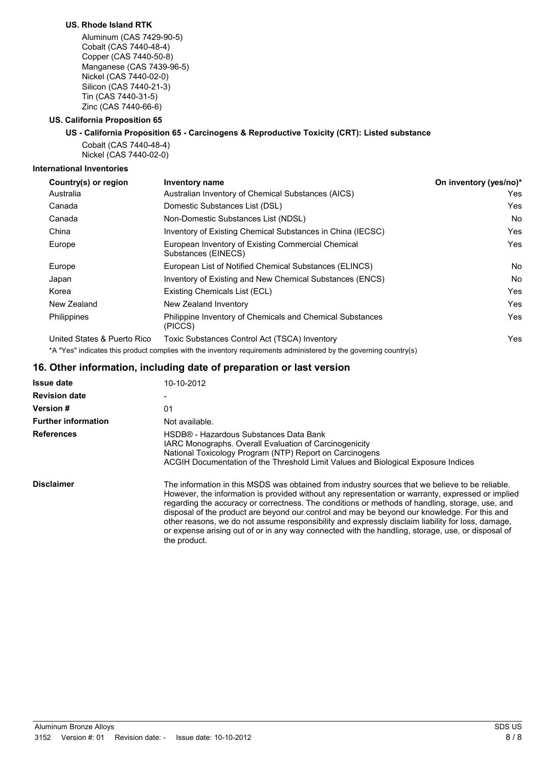**US. Rhode Island RTK**

Aluminum (CAS 7429-90-5)
Cobalt (CAS 7440-48-4)
Copper (CAS 7440-50-8)
Manganese (CAS 7439-96-5)
Nickel (CAS 7440-02-0)
Silicon (CAS 7440-21-3)
Tin (CAS 7440-31-5)
Zinc (CAS 7440-66-6)

**US. California Proposition 65**

**US - California Proposition 65 - Carcinogens & Reproductive Toxicity (CRT): Listed substance**

Cobalt (CAS 7440-48-4)
Nickel (CAS 7440-02-0)

**International Inventories**

| Country(s) or region | Inventory name | On inventory (yes/no)* |
|---|---|---|
| Australia | Australian Inventory of Chemical Substances (AICS) | Yes |
| Canada | Domestic Substances List (DSL) | Yes |
| Canada | Non-Domestic Substances List (NDSL) | No |
| China | Inventory of Existing Chemical Substances in China (IECSC) | Yes |
| Europe | European Inventory of Existing Commercial Chemical Substances (EINECS) | Yes |
| Europe | European List of Notified Chemical Substances (ELINCS) | No |
| Japan | Inventory of Existing and New Chemical Substances (ENCS) | No |
| Korea | Existing Chemicals List (ECL) | Yes |
| New Zealand | New Zealand Inventory | Yes |
| Philippines | Philippine Inventory of Chemicals and Chemical Substances (PICCS) | Yes |
| United States & Puerto Rico | Toxic Substances Control Act (TSCA) Inventory | Yes |

*A "Yes" indicates this product complies with the inventory requirements administered by the governing country(s)

## 16. Other information, including date of preparation or last version

**Issue date** 10-10-2012

**Revision date** -

**Version #** 01

**Further information** Not available.

**References**
HSDB® - Hazardous Substances Data Bank
IARC Monographs. Overall Evaluation of Carcinogenicity
National Toxicology Program (NTP) Report on Carcinogens
ACGIH Documentation of the Threshold Limit Values and Biological Exposure Indices

**Disclaimer**
The information in this MSDS was obtained from industry sources that we believe to be reliable. However, the information is provided without any representation or warranty, expressed or implied regarding the accuracy or correctness. The conditions or methods of handling, storage, use, and disposal of the product are beyond our control and may be beyond our knowledge. For this and other reasons, we do not assume responsibility and expressly disclaim liability for loss, damage, or expense arising out of or in any way connected with the handling, storage, use, or disposal of the product.